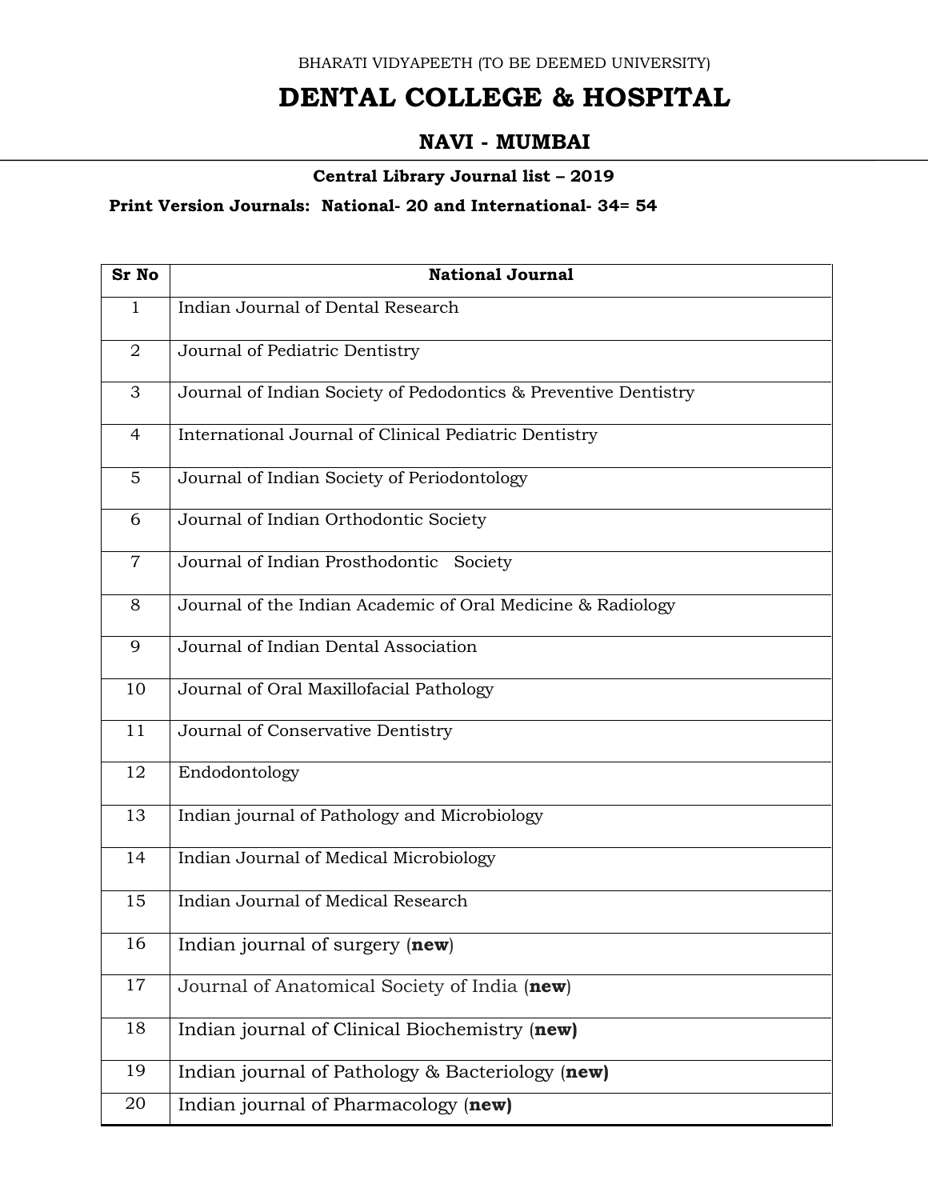BHARATI VIDYAPEETH (TO BE DEEMED UNIVERSITY)

# DENTAL COLLEGE & HOSPITAL

## NAVI - MUMBAI

**Central Library Journal list – 2019**

**Print Version Journals: National- 20 and International- 34= 54**

| Sr No | National Journal |
|---|---|
| 1 | Indian Journal of Dental Research |
| 2 | Journal of Pediatric Dentistry |
| 3 | Journal of Indian Society of Pedodontics & Preventive Dentistry |
| 4 | International Journal of Clinical Pediatric Dentistry |
| 5 | Journal of Indian Society of Periodontology |
| 6 | Journal of Indian Orthodontic Society |
| 7 | Journal of Indian Prosthodontic Society |
| 8 | Journal of the Indian Academic of Oral Medicine & Radiology |
| 9 | Journal of Indian Dental Association |
| 10 | Journal of Oral Maxillofacial Pathology |
| 11 | Journal of Conservative Dentistry |
| 12 | Endodontology |
| 13 | Indian journal of Pathology and Microbiology |
| 14 | Indian Journal of Medical Microbiology |
| 15 | Indian Journal of Medical Research |
| 16 | Indian journal of surgery (**new**) |
| 17 | Journal of Anatomical Society of India (**new**) |
| 18 | Indian journal of Clinical Biochemistry (**new)** |
| 19 | Indian journal of Pathology & Bacteriology (**new)** |
| 20 | Indian journal of Pharmacology (**new)** |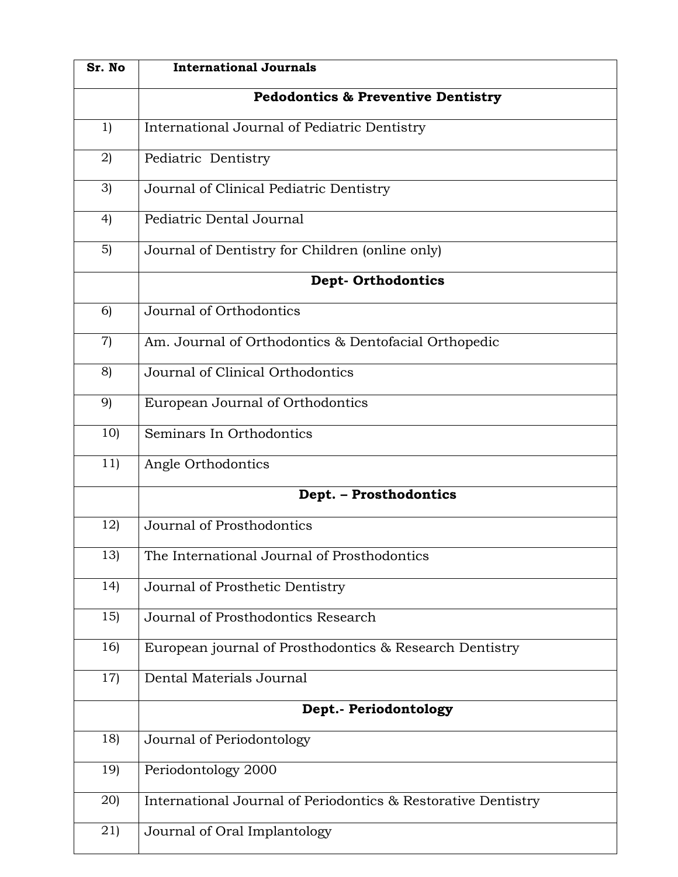| Sr. No | International Journals |
|---|---|
| | **Pedodontics & Preventive Dentistry** |
| 1) | International Journal of Pediatric Dentistry |
| 2) | Pediatric Dentistry |
| 3) | Journal of Clinical Pediatric Dentistry |
| 4) | Pediatric Dental Journal |
| 5) | Journal of Dentistry for Children (online only) |
| | **Dept- Orthodontics** |
| 6) | Journal of Orthodontics |
| 7) | Am. Journal of Orthodontics & Dentofacial Orthopedic |
| 8) | Journal of Clinical Orthodontics |
| 9) | European Journal of Orthodontics |
| 10) | Seminars In Orthodontics |
| 11) | Angle Orthodontics |
| | **Dept. – Prosthodontics** |
| 12) | Journal of Prosthodontics |
| 13) | The International Journal of Prosthodontics |
| 14) | Journal of Prosthetic Dentistry |
| 15) | Journal of Prosthodontics Research |
| 16) | European journal of Prosthodontics & Research Dentistry |
| 17) | Dental Materials Journal |
| | **Dept.- Periodontology** |
| 18) | Journal of Periodontology |
| 19) | Periodontology 2000 |
| 20) | International Journal of Periodontics & Restorative Dentistry |
| 21) | Journal of Oral Implantology |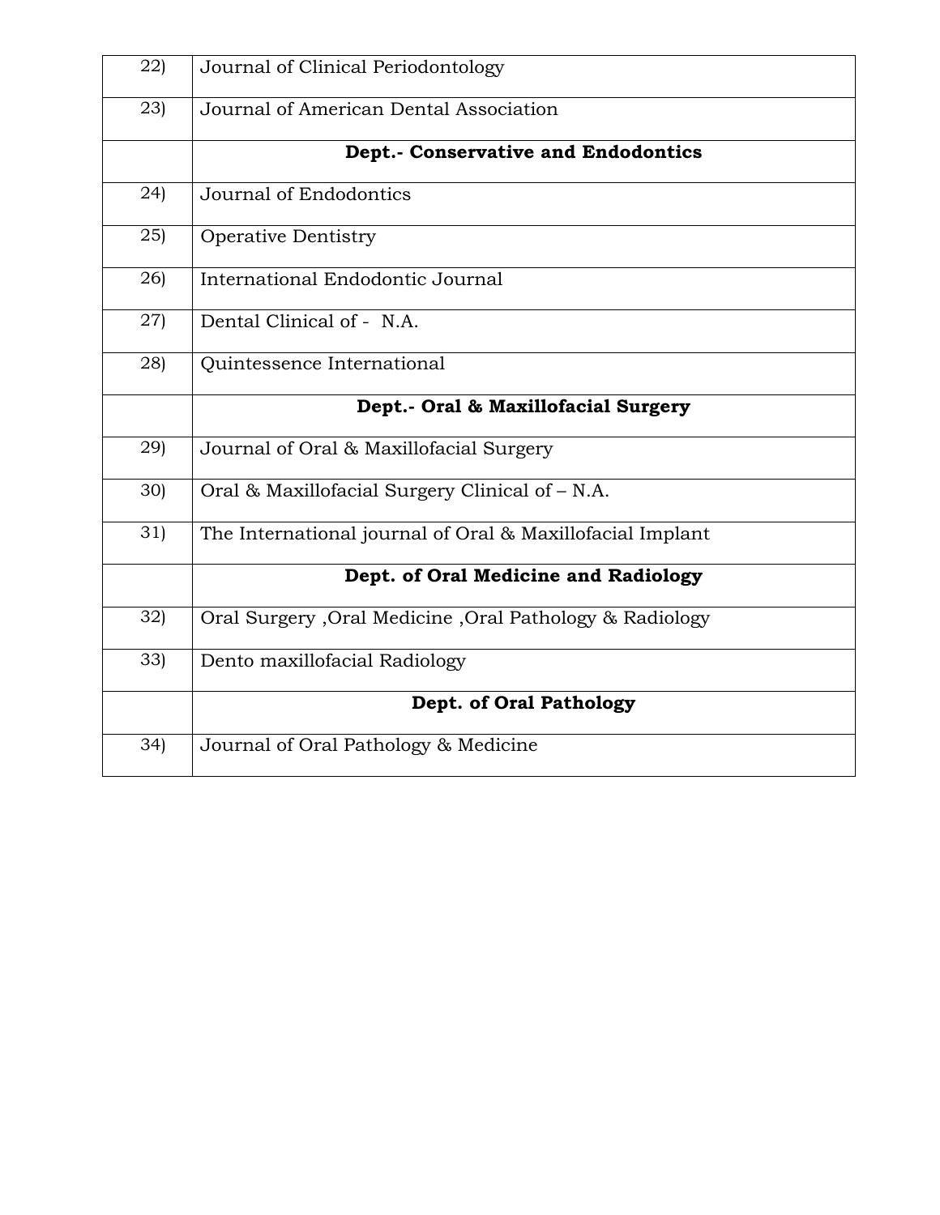| | |
|---|---|
| 22) | Journal of Clinical Periodontology |
| 23) | Journal of American Dental Association |
| | **Dept.- Conservative and Endodontics** |
| 24) | Journal of Endodontics |
| 25) | Operative Dentistry |
| 26) | International Endodontic Journal |
| 27) | Dental Clinical of - N.A. |
| 28) | Quintessence International |
| | **Dept.- Oral & Maxillofacial Surgery** |
| 29) | Journal of Oral & Maxillofacial Surgery |
| 30) | Oral & Maxillofacial Surgery Clinical of – N.A. |
| 31) | The International journal of Oral & Maxillofacial Implant |
| | **Dept. of Oral Medicine and Radiology** |
| 32) | Oral Surgery ,Oral Medicine ,Oral Pathology & Radiology |
| 33) | Dento maxillofacial Radiology |
| | **Dept. of Oral Pathology** |
| 34) | Journal of Oral Pathology & Medicine |